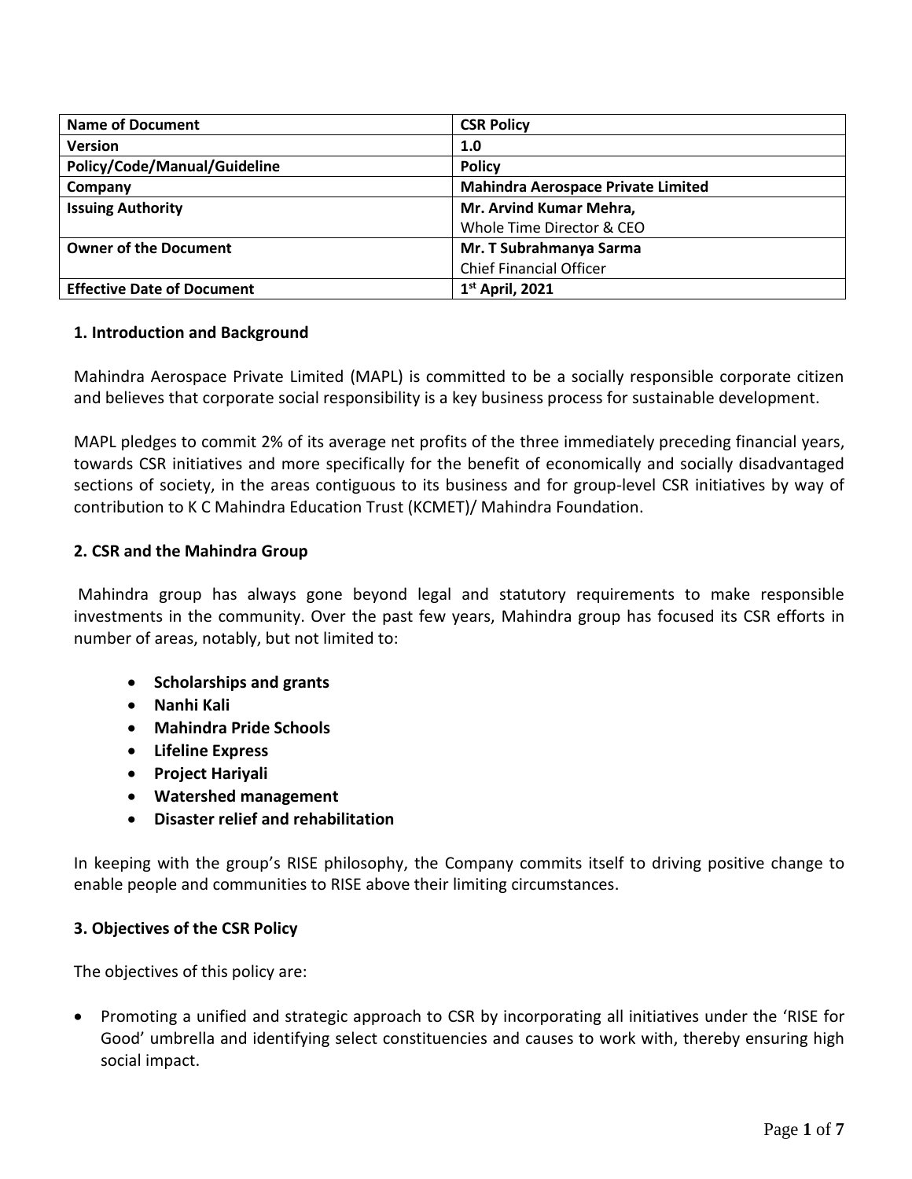| Name of Document | CSR Policy |
| --- | --- |
| Version | 1.0 |
| Policy/Code/Manual/Guideline | Policy |
| Company | Mahindra Aerospace Private Limited |
| Issuing Authority | Mr. Arvind Kumar Mehra,<br>Whole Time Director & CEO |
| Owner of the Document | Mr. T Subrahmanya Sarma<br>Chief Financial Officer |
| Effective Date of Document | 1st April, 2021 |

## 1. Introduction and Background

Mahindra Aerospace Private Limited (MAPL) is committed to be a socially responsible corporate citizen and believes that corporate social responsibility is a key business process for sustainable development.

MAPL pledges to commit 2% of its average net profits of the three immediately preceding financial years, towards CSR initiatives and more specifically for the benefit of economically and socially disadvantaged sections of society, in the areas contiguous to its business and for group-level CSR initiatives by way of contribution to K C Mahindra Education Trust (KCMET)/ Mahindra Foundation.

## 2. CSR and the Mahindra Group

Mahindra group has always gone beyond legal and statutory requirements to make responsible investments in the community. Over the past few years, Mahindra group has focused its CSR efforts in number of areas, notably, but not limited to:

- **Scholarships and grants**
- **Nanhi Kali**
- **Mahindra Pride Schools**
- **Lifeline Express**
- **Project Hariyali**
- **Watershed management**
- **Disaster relief and rehabilitation**

In keeping with the group's RISE philosophy, the Company commits itself to driving positive change to enable people and communities to RISE above their limiting circumstances.

## 3. Objectives of the CSR Policy

The objectives of this policy are:

- Promoting a unified and strategic approach to CSR by incorporating all initiatives under the 'RISE for Good' umbrella and identifying select constituencies and causes to work with, thereby ensuring high social impact.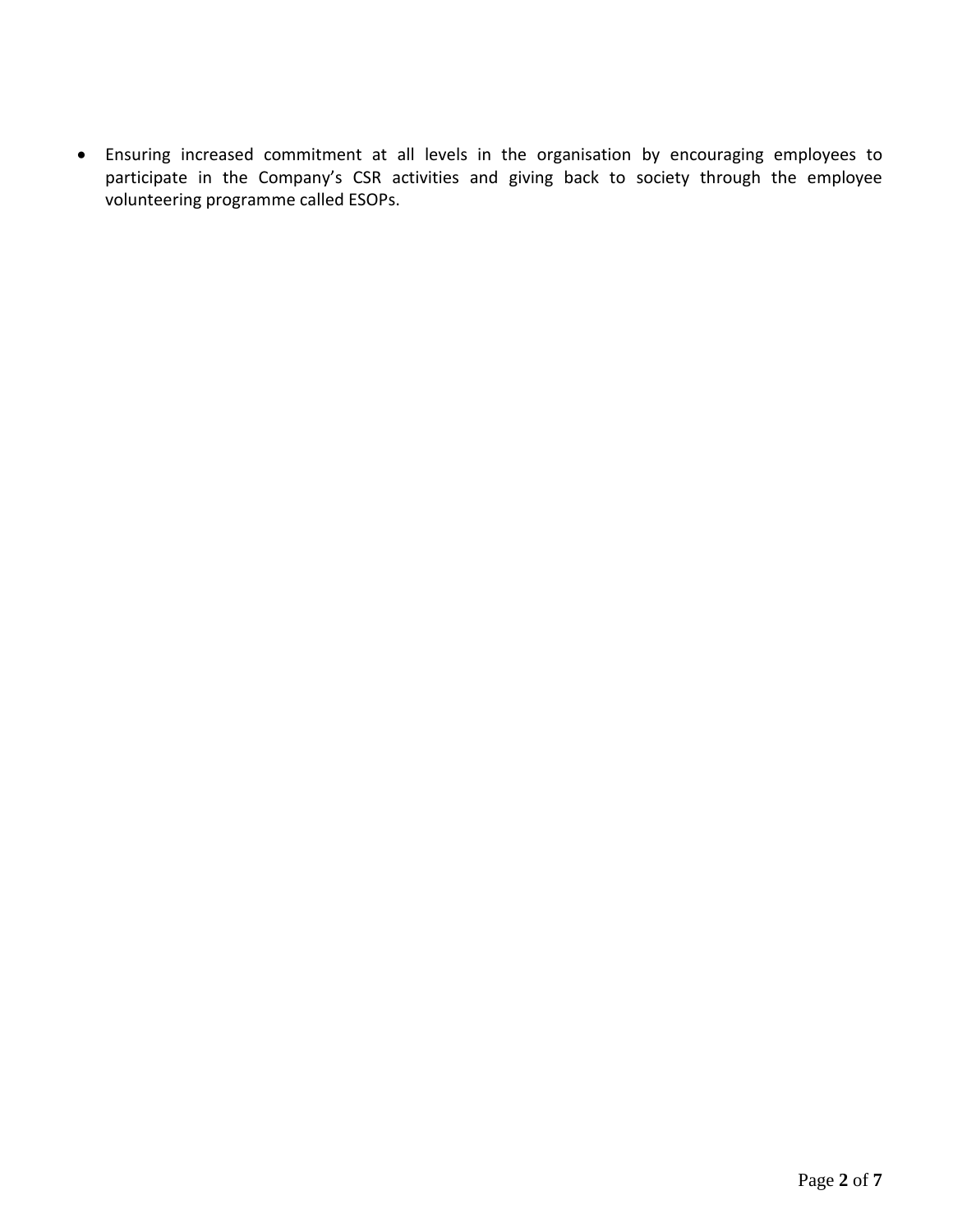- Ensuring increased commitment at all levels in the organisation by encouraging employees to participate in the Company's CSR activities and giving back to society through the employee volunteering programme called ESOPs.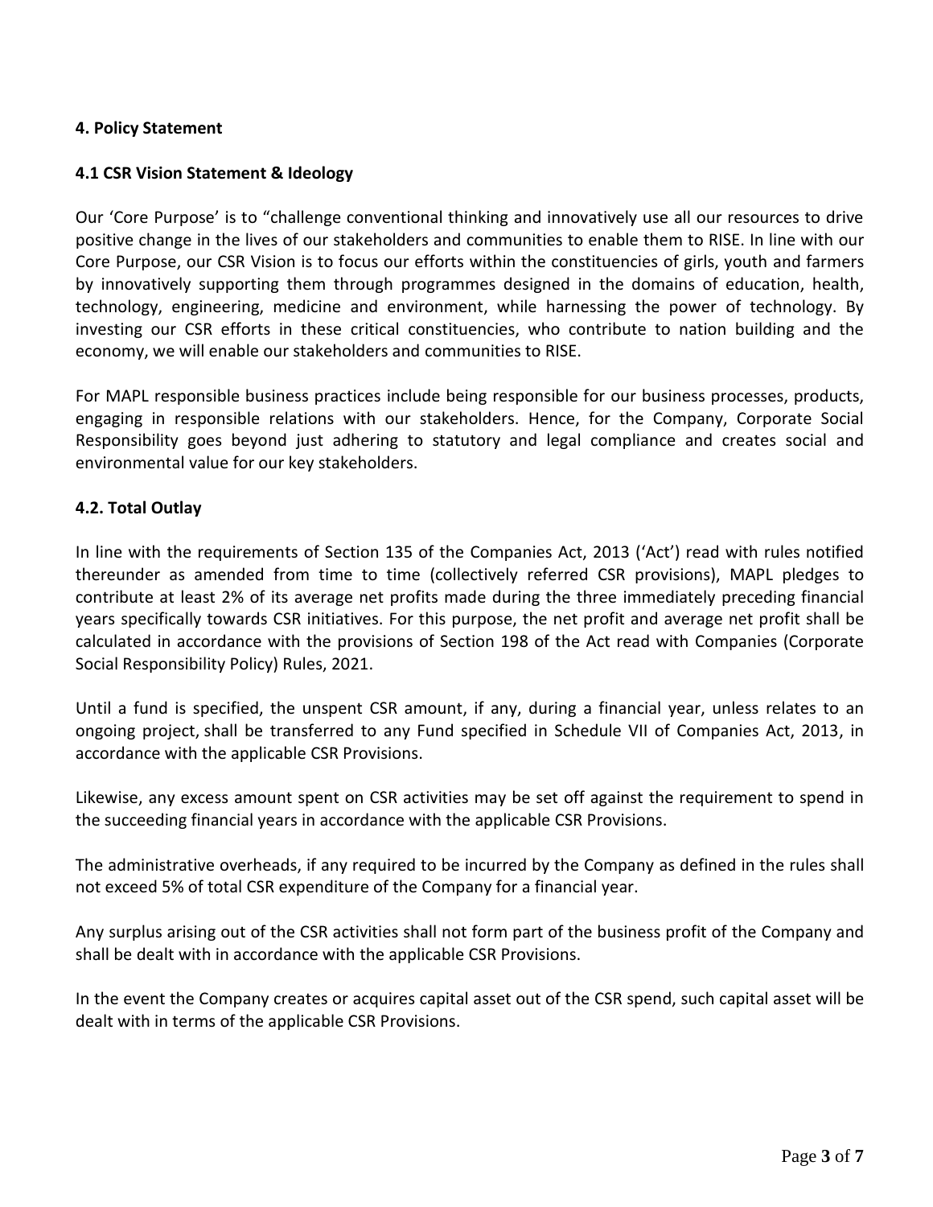## 4. Policy Statement

### 4.1 CSR Vision Statement & Ideology

Our 'Core Purpose' is to "challenge conventional thinking and innovatively use all our resources to drive positive change in the lives of our stakeholders and communities to enable them to RISE. In line with our Core Purpose, our CSR Vision is to focus our efforts within the constituencies of girls, youth and farmers by innovatively supporting them through programmes designed in the domains of education, health, technology, engineering, medicine and environment, while harnessing the power of technology. By investing our CSR efforts in these critical constituencies, who contribute to nation building and the economy, we will enable our stakeholders and communities to RISE.

For MAPL responsible business practices include being responsible for our business processes, products, engaging in responsible relations with our stakeholders. Hence, for the Company, Corporate Social Responsibility goes beyond just adhering to statutory and legal compliance and creates social and environmental value for our key stakeholders.

### 4.2. Total Outlay

In line with the requirements of Section 135 of the Companies Act, 2013 ('Act') read with rules notified thereunder as amended from time to time (collectively referred CSR provisions), MAPL pledges to contribute at least 2% of its average net profits made during the three immediately preceding financial years specifically towards CSR initiatives. For this purpose, the net profit and average net profit shall be calculated in accordance with the provisions of Section 198 of the Act read with Companies (Corporate Social Responsibility Policy) Rules, 2021.

Until a fund is specified, the unspent CSR amount, if any, during a financial year, unless relates to an ongoing project, shall be transferred to any Fund specified in Schedule VII of Companies Act, 2013, in accordance with the applicable CSR Provisions.

Likewise, any excess amount spent on CSR activities may be set off against the requirement to spend in the succeeding financial years in accordance with the applicable CSR Provisions.

The administrative overheads, if any required to be incurred by the Company as defined in the rules shall not exceed 5% of total CSR expenditure of the Company for a financial year.

Any surplus arising out of the CSR activities shall not form part of the business profit of the Company and shall be dealt with in accordance with the applicable CSR Provisions.

In the event the Company creates or acquires capital asset out of the CSR spend, such capital asset will be dealt with in terms of the applicable CSR Provisions.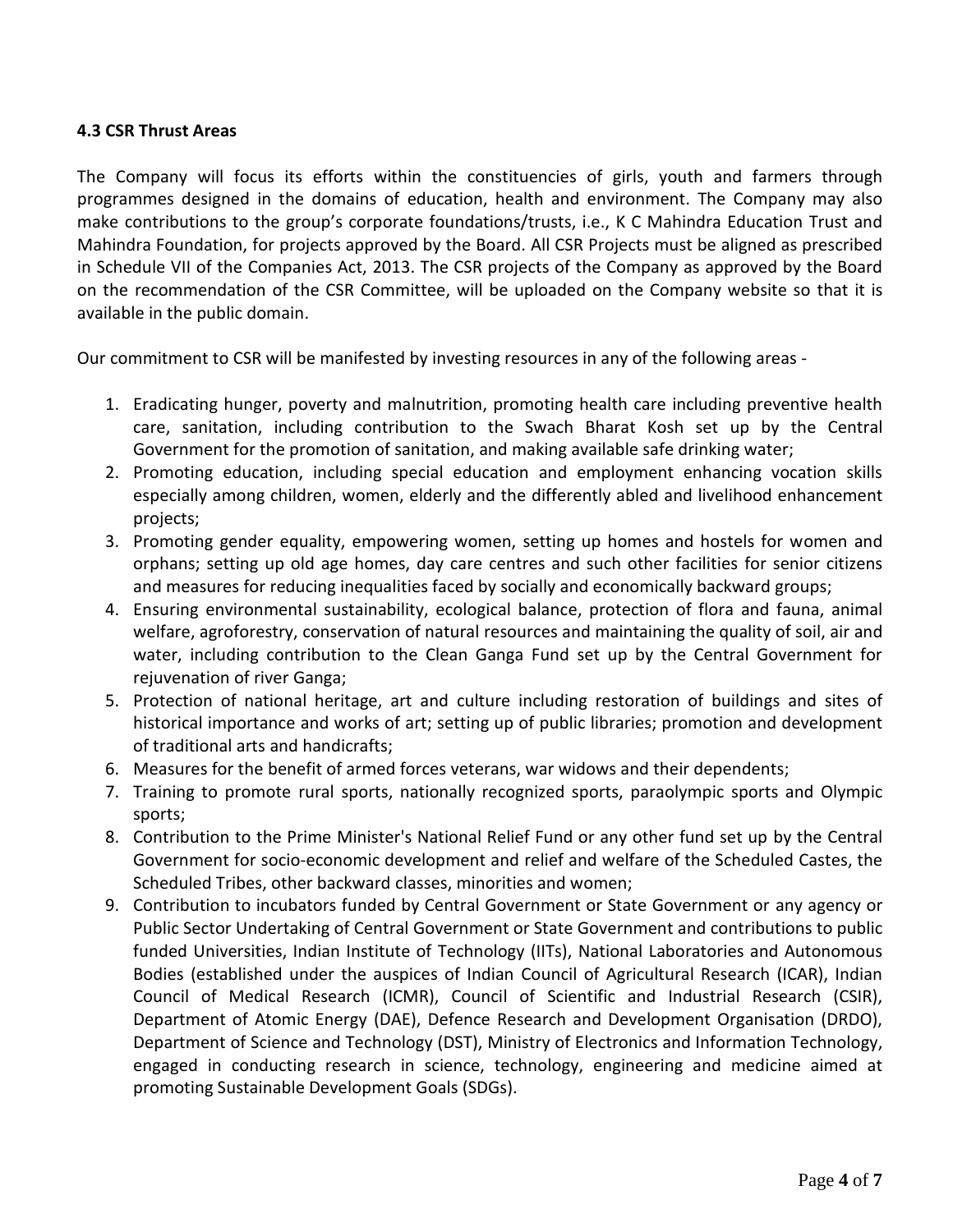### 4.3 CSR Thrust Areas

The Company will focus its efforts within the constituencies of girls, youth and farmers through programmes designed in the domains of education, health and environment. The Company may also make contributions to the group's corporate foundations/trusts, i.e., K C Mahindra Education Trust and Mahindra Foundation, for projects approved by the Board. All CSR Projects must be aligned as prescribed in Schedule VII of the Companies Act, 2013. The CSR projects of the Company as approved by the Board on the recommendation of the CSR Committee, will be uploaded on the Company website so that it is available in the public domain.

Our commitment to CSR will be manifested by investing resources in any of the following areas -

1. Eradicating hunger, poverty and malnutrition, promoting health care including preventive health care, sanitation, including contribution to the Swach Bharat Kosh set up by the Central Government for the promotion of sanitation, and making available safe drinking water;
2. Promoting education, including special education and employment enhancing vocation skills especially among children, women, elderly and the differently abled and livelihood enhancement projects;
3. Promoting gender equality, empowering women, setting up homes and hostels for women and orphans; setting up old age homes, day care centres and such other facilities for senior citizens and measures for reducing inequalities faced by socially and economically backward groups;
4. Ensuring environmental sustainability, ecological balance, protection of flora and fauna, animal welfare, agroforestry, conservation of natural resources and maintaining the quality of soil, air and water, including contribution to the Clean Ganga Fund set up by the Central Government for rejuvenation of river Ganga;
5. Protection of national heritage, art and culture including restoration of buildings and sites of historical importance and works of art; setting up of public libraries; promotion and development of traditional arts and handicrafts;
6. Measures for the benefit of armed forces veterans, war widows and their dependents;
7. Training to promote rural sports, nationally recognized sports, paraolympic sports and Olympic sports;
8. Contribution to the Prime Minister's National Relief Fund or any other fund set up by the Central Government for socio-economic development and relief and welfare of the Scheduled Castes, the Scheduled Tribes, other backward classes, minorities and women;
9. Contribution to incubators funded by Central Government or State Government or any agency or Public Sector Undertaking of Central Government or State Government and contributions to public funded Universities, Indian Institute of Technology (IITs), National Laboratories and Autonomous Bodies (established under the auspices of Indian Council of Agricultural Research (ICAR), Indian Council of Medical Research (ICMR), Council of Scientific and Industrial Research (CSIR), Department of Atomic Energy (DAE), Defence Research and Development Organisation (DRDO), Department of Science and Technology (DST), Ministry of Electronics and Information Technology, engaged in conducting research in science, technology, engineering and medicine aimed at promoting Sustainable Development Goals (SDGs).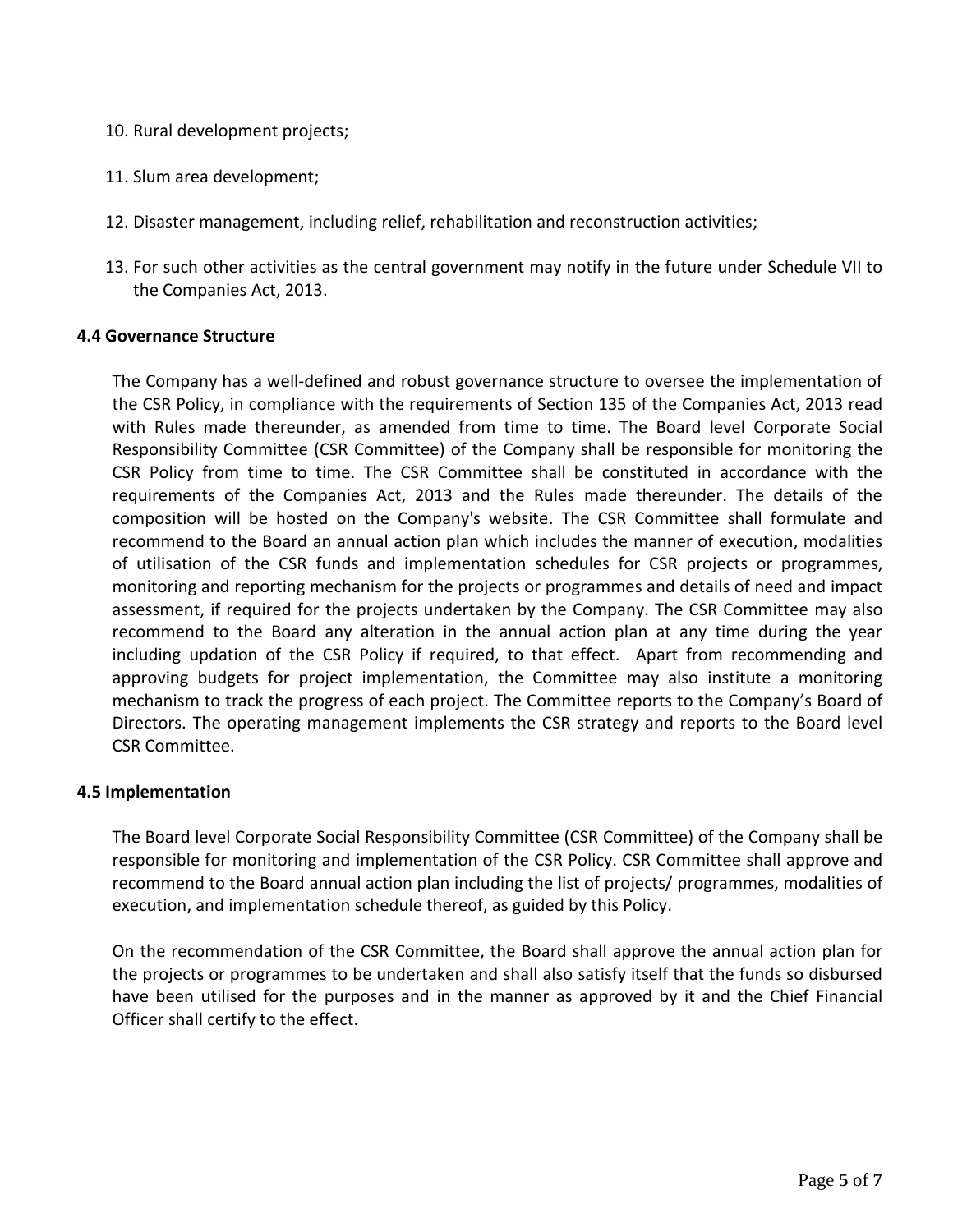10. Rural development projects;

11. Slum area development;

12. Disaster management, including relief, rehabilitation and reconstruction activities;

13. For such other activities as the central government may notify in the future under Schedule VII to the Companies Act, 2013.

**4.4 Governance Structure**

The Company has a well-defined and robust governance structure to oversee the implementation of the CSR Policy, in compliance with the requirements of Section 135 of the Companies Act, 2013 read with Rules made thereunder, as amended from time to time. The Board level Corporate Social Responsibility Committee (CSR Committee) of the Company shall be responsible for monitoring the CSR Policy from time to time. The CSR Committee shall be constituted in accordance with the requirements of the Companies Act, 2013 and the Rules made thereunder. The details of the composition will be hosted on the Company's website. The CSR Committee shall formulate and recommend to the Board an annual action plan which includes the manner of execution, modalities of utilisation of the CSR funds and implementation schedules for CSR projects or programmes, monitoring and reporting mechanism for the projects or programmes and details of need and impact assessment, if required for the projects undertaken by the Company. The CSR Committee may also recommend to the Board any alteration in the annual action plan at any time during the year including updation of the CSR Policy if required, to that effect. Apart from recommending and approving budgets for project implementation, the Committee may also institute a monitoring mechanism to track the progress of each project. The Committee reports to the Company's Board of Directors. The operating management implements the CSR strategy and reports to the Board level CSR Committee.

**4.5 Implementation**

The Board level Corporate Social Responsibility Committee (CSR Committee) of the Company shall be responsible for monitoring and implementation of the CSR Policy. CSR Committee shall approve and recommend to the Board annual action plan including the list of projects/ programmes, modalities of execution, and implementation schedule thereof, as guided by this Policy.

On the recommendation of the CSR Committee, the Board shall approve the annual action plan for the projects or programmes to be undertaken and shall also satisfy itself that the funds so disbursed have been utilised for the purposes and in the manner as approved by it and the Chief Financial Officer shall certify to the effect.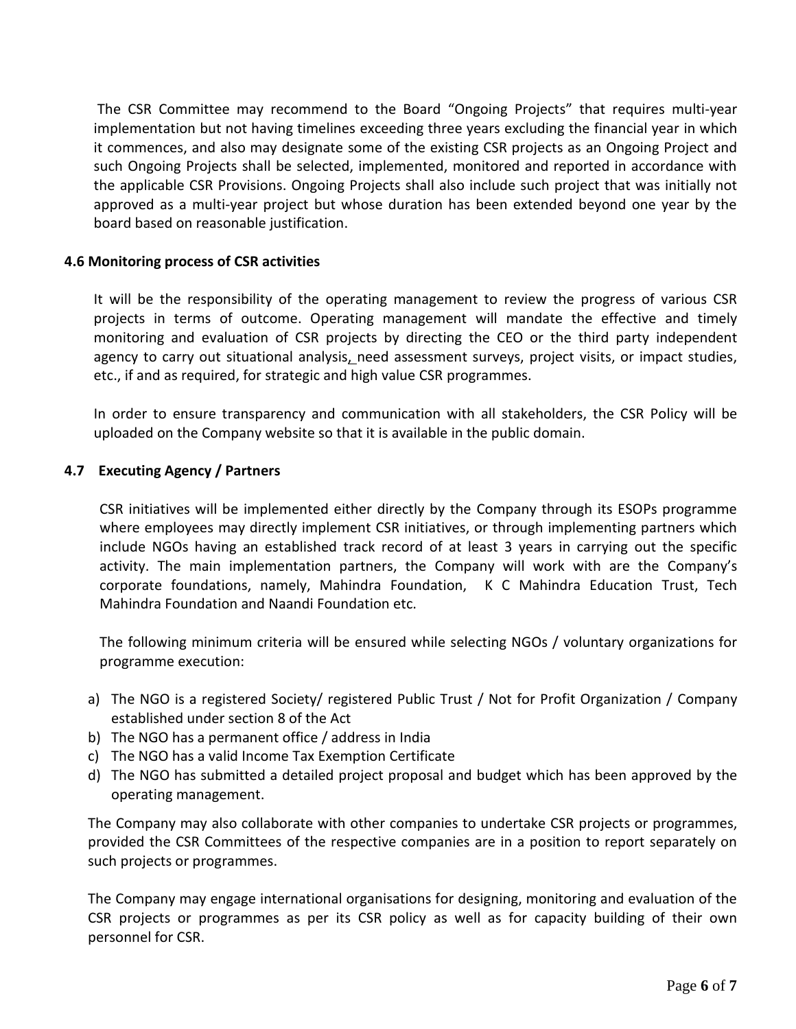The CSR Committee may recommend to the Board "Ongoing Projects" that requires multi-year implementation but not having timelines exceeding three years excluding the financial year in which it commences, and also may designate some of the existing CSR projects as an Ongoing Project and such Ongoing Projects shall be selected, implemented, monitored and reported in accordance with the applicable CSR Provisions. Ongoing Projects shall also include such project that was initially not approved as a multi-year project but whose duration has been extended beyond one year by the board based on reasonable justification.

**4.6 Monitoring process of CSR activities**

It will be the responsibility of the operating management to review the progress of various CSR projects in terms of outcome. Operating management will mandate the effective and timely monitoring and evaluation of CSR projects by directing the CEO or the third party independent agency to carry out situational analysis, need assessment surveys, project visits, or impact studies, etc., if and as required, for strategic and high value CSR programmes.

In order to ensure transparency and communication with all stakeholders, the CSR Policy will be uploaded on the Company website so that it is available in the public domain.

**4.7 Executing Agency / Partners**

CSR initiatives will be implemented either directly by the Company through its ESOPs programme where employees may directly implement CSR initiatives, or through implementing partners which include NGOs having an established track record of at least 3 years in carrying out the specific activity. The main implementation partners, the Company will work with are the Company's corporate foundations, namely, Mahindra Foundation, K C Mahindra Education Trust, Tech Mahindra Foundation and Naandi Foundation etc.

The following minimum criteria will be ensured while selecting NGOs / voluntary organizations for programme execution:

a) The NGO is a registered Society/ registered Public Trust / Not for Profit Organization / Company established under section 8 of the Act
b) The NGO has a permanent office / address in India
c) The NGO has a valid Income Tax Exemption Certificate
d) The NGO has submitted a detailed project proposal and budget which has been approved by the operating management.

The Company may also collaborate with other companies to undertake CSR projects or programmes, provided the CSR Committees of the respective companies are in a position to report separately on such projects or programmes.

The Company may engage international organisations for designing, monitoring and evaluation of the CSR projects or programmes as per its CSR policy as well as for capacity building of their own personnel for CSR.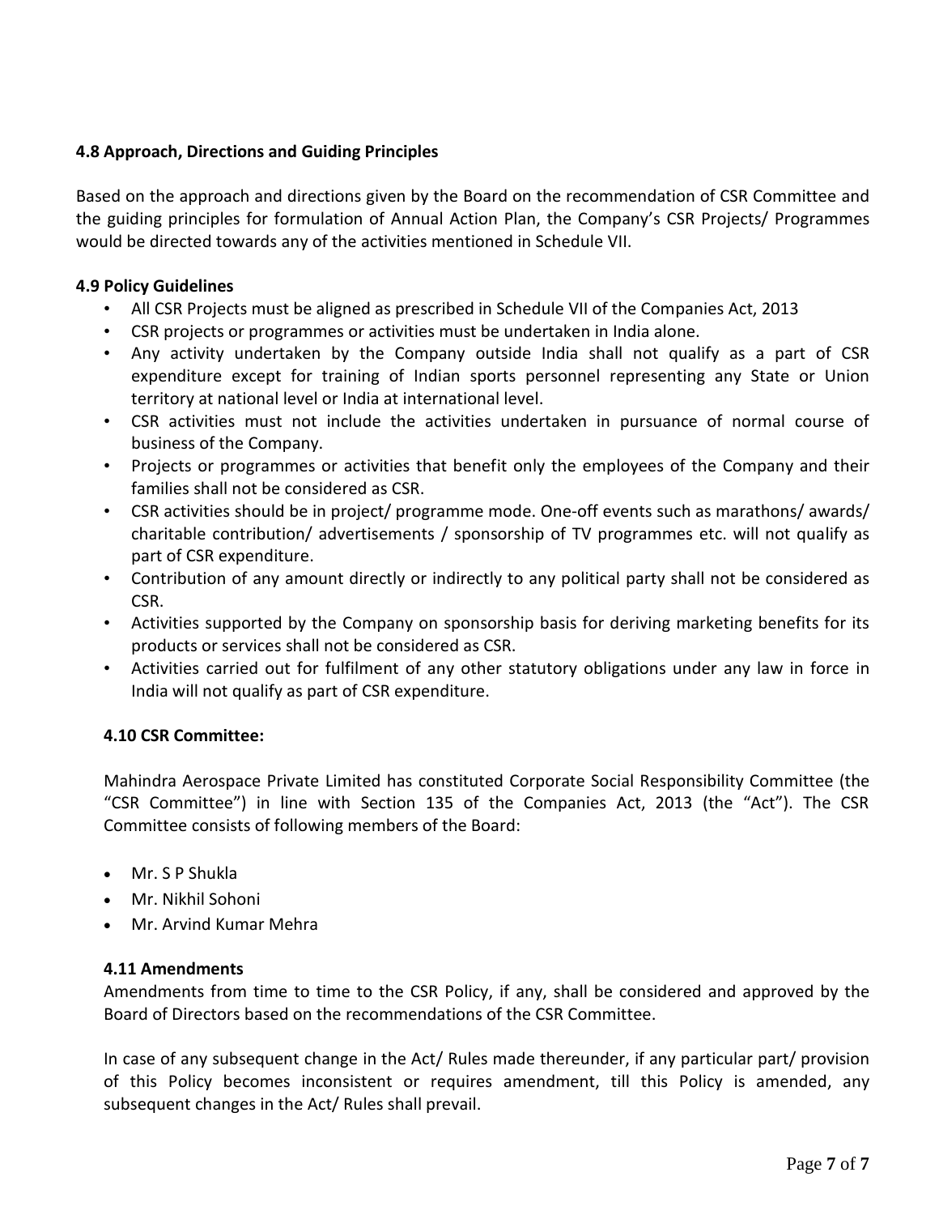### 4.8 Approach, Directions and Guiding Principles

Based on the approach and directions given by the Board on the recommendation of CSR Committee and the guiding principles for formulation of Annual Action Plan, the Company's CSR Projects/ Programmes would be directed towards any of the activities mentioned in Schedule VII.

### 4.9 Policy Guidelines

- All CSR Projects must be aligned as prescribed in Schedule VII of the Companies Act, 2013
- CSR projects or programmes or activities must be undertaken in India alone.
- Any activity undertaken by the Company outside India shall not qualify as a part of CSR expenditure except for training of Indian sports personnel representing any State or Union territory at national level or India at international level.
- CSR activities must not include the activities undertaken in pursuance of normal course of business of the Company.
- Projects or programmes or activities that benefit only the employees of the Company and their families shall not be considered as CSR.
- CSR activities should be in project/ programme mode. One-off events such as marathons/ awards/ charitable contribution/ advertisements / sponsorship of TV programmes etc. will not qualify as part of CSR expenditure.
- Contribution of any amount directly or indirectly to any political party shall not be considered as CSR.
- Activities supported by the Company on sponsorship basis for deriving marketing benefits for its products or services shall not be considered as CSR.
- Activities carried out for fulfilment of any other statutory obligations under any law in force in India will not qualify as part of CSR expenditure.

### 4.10 CSR Committee:

Mahindra Aerospace Private Limited has constituted Corporate Social Responsibility Committee (the "CSR Committee") in line with Section 135 of the Companies Act, 2013 (the "Act"). The CSR Committee consists of following members of the Board:

- Mr. S P Shukla
- Mr. Nikhil Sohoni
- Mr. Arvind Kumar Mehra

### 4.11 Amendments

Amendments from time to time to the CSR Policy, if any, shall be considered and approved by the Board of Directors based on the recommendations of the CSR Committee.

In case of any subsequent change in the Act/ Rules made thereunder, if any particular part/ provision of this Policy becomes inconsistent or requires amendment, till this Policy is amended, any subsequent changes in the Act/ Rules shall prevail.